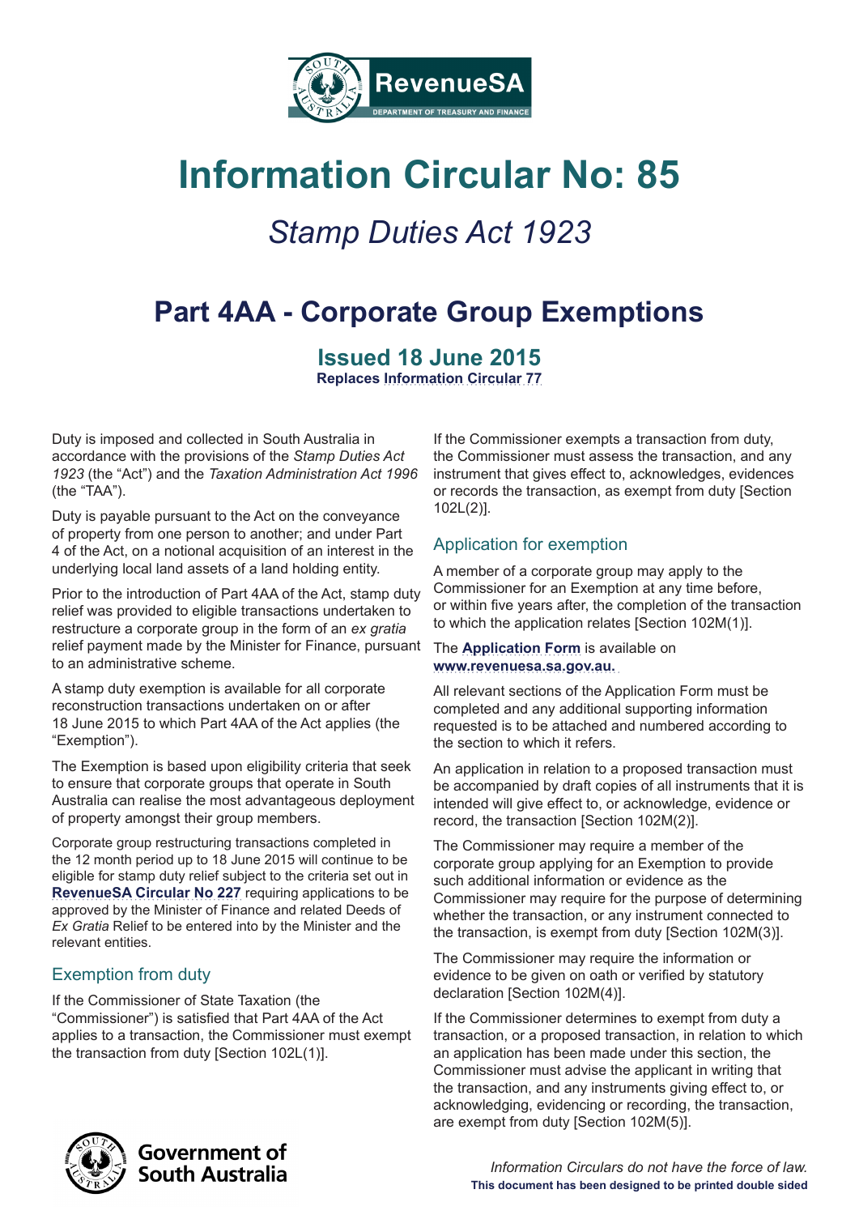# Information Circular No: 85

## *Stamp Duties Act 1923*

## Part 4AA - Corporate Group Exemptions

### Issued 18 June 2015

**Replaces Information Circular 77**

Duty is imposed and collected in South Australia in accordance with the provisions of the *Stamp Duties Act 1923* (the "Act") and the *Taxation Administration Act 1996* (the "TAA").

Duty is payable pursuant to the Act on the conveyance of property from one person to another; and under Part 4 of the Act, on a notional acquisition of an interest in the underlying local land assets of a land holding entity.

Prior to the introduction of Part 4AA of the Act, stamp duty relief was provided to eligible transactions undertaken to restructure a corporate group in the form of an *ex gratia* relief payment made by the Minister for Finance, pursuant to an administrative scheme.

A stamp duty exemption is available for all corporate reconstruction transactions undertaken on or after 18 June 2015 to which Part 4AA of the Act applies (the "Exemption").

The Exemption is based upon eligibility criteria that seek to ensure that corporate groups that operate in South Australia can realise the most advantageous deployment of property amongst their group members.

Corporate group restructuring transactions completed in the 12 month period up to 18 June 2015 will continue to be eligible for stamp duty relief subject to the criteria set out in **RevenueSA Circular No 227** requiring applications to be approved by the Minister of Finance and related Deeds of *Ex Gratia* Relief to be entered into by the Minister and the relevant entities.

## Exemption from duty

If the Commissioner of State Taxation (the "Commissioner") is satisfied that Part 4AA of the Act applies to a transaction, the Commissioner must exempt the transaction from duty [Section 102L(1)].

If the Commissioner exempts a transaction from duty, the Commissioner must assess the transaction, and any instrument that gives effect to, acknowledges, evidences or records the transaction, as exempt from duty [Section 102L(2)].

## Application for exemption

A member of a corporate group may apply to the Commissioner for an Exemption at any time before, or within five years after, the completion of the transaction to which the application relates [Section 102M(1)].

The **Application Form** is available on **www.revenuesa.sa.gov.au.**

All relevant sections of the Application Form must be completed and any additional supporting information requested is to be attached and numbered according to the section to which it refers.

An application in relation to a proposed transaction must be accompanied by draft copies of all instruments that it is intended will give effect to, or acknowledge, evidence or record, the transaction [Section 102M(2)].

The Commissioner may require a member of the corporate group applying for an Exemption to provide such additional information or evidence as the Commissioner may require for the purpose of determining whether the transaction, or any instrument connected to the transaction, is exempt from duty [Section 102M(3)].

The Commissioner may require the information or evidence to be given on oath or verified by statutory declaration [Section 102M(4)].

If the Commissioner determines to exempt from duty a transaction, or a proposed transaction, in relation to which an application has been made under this section, the Commissioner must advise the applicant in writing that the transaction, and any instruments giving effect to, or acknowledging, evidencing or recording, the transaction, are exempt from duty [Section 102M(5)].

*Information Circulars do not have the force of law.*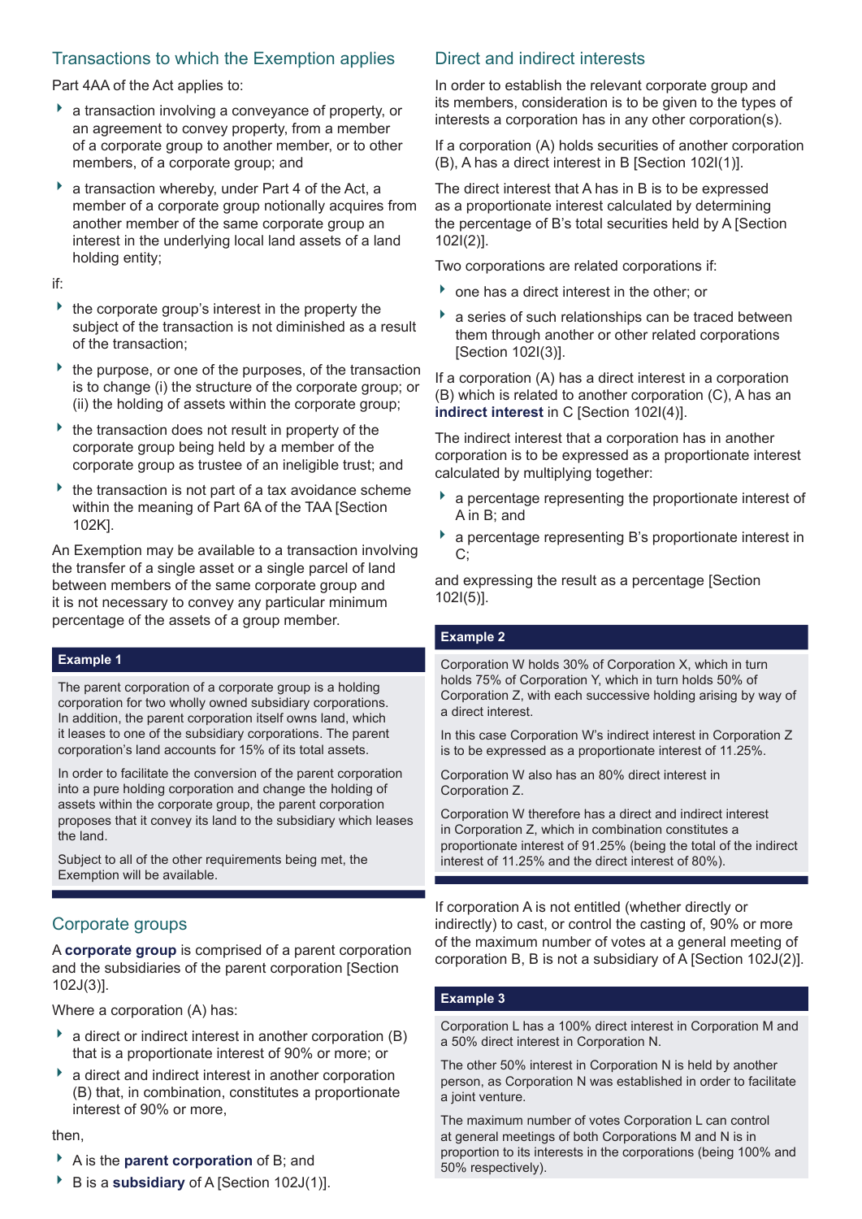## Transactions to which the Exemption applies

Part 4AA of the Act applies to:

- a transaction involving a conveyance of property, or an agreement to convey property, from a member of a corporate group to another member, or to other members, of a corporate group; and
- a transaction whereby, under Part 4 of the Act, a member of a corporate group notionally acquires from another member of the same corporate group an interest in the underlying local land assets of a land holding entity;

if:

- the corporate group's interest in the property the subject of the transaction is not diminished as a result of the transaction;
- the purpose, or one of the purposes, of the transaction is to change (i) the structure of the corporate group; or (ii) the holding of assets within the corporate group;
- the transaction does not result in property of the corporate group being held by a member of the corporate group as trustee of an ineligible trust; and
- the transaction is not part of a tax avoidance scheme within the meaning of Part 6A of the TAA [Section 102K].

An Exemption may be available to a transaction involving the transfer of a single asset or a single parcel of land between members of the same corporate group and it is not necessary to convey any particular minimum percentage of the assets of a group member.

**Example 1**

The parent corporation of a corporate group is a holding corporation for two wholly owned subsidiary corporations. In addition, the parent corporation itself owns land, which it leases to one of the subsidiary corporations. The parent corporation's land accounts for 15% of its total assets.

In order to facilitate the conversion of the parent corporation into a pure holding corporation and change the holding of assets within the corporate group, the parent corporation proposes that it convey its land to the subsidiary which leases the land.

Subject to all of the other requirements being met, the Exemption will be available.

## Corporate groups

A **corporate group** is comprised of a parent corporation and the subsidiaries of the parent corporation [Section 102J(3)].

Where a corporation (A) has:

- a direct or indirect interest in another corporation (B) that is a proportionate interest of 90% or more; or
- a direct and indirect interest in another corporation (B) that, in combination, constitutes a proportionate interest of 90% or more,

then,

- A is the **parent corporation** of B; and
- B is a **subsidiary** of A [Section 102J(1)].

## Direct and indirect interests

In order to establish the relevant corporate group and its members, consideration is to be given to the types of interests a corporation has in any other corporation(s).

If a corporation (A) holds securities of another corporation (B), A has a direct interest in B [Section 102I(1)].

The direct interest that A has in B is to be expressed as a proportionate interest calculated by determining the percentage of B's total securities held by A [Section 102I(2)].

Two corporations are related corporations if:

- one has a direct interest in the other; or
- a series of such relationships can be traced between them through another or other related corporations [Section 102I(3)].

If a corporation (A) has a direct interest in a corporation (B) which is related to another corporation (C), A has an **indirect interest** in C [Section 102I(4)].

The indirect interest that a corporation has in another corporation is to be expressed as a proportionate interest calculated by multiplying together:

- a percentage representing the proportionate interest of A in B; and
- a percentage representing B's proportionate interest in C;

and expressing the result as a percentage [Section 102I(5)].

**Example 2**

Corporation W holds 30% of Corporation X, which in turn holds 75% of Corporation Y, which in turn holds 50% of Corporation Z, with each successive holding arising by way of a direct interest.

In this case Corporation W's indirect interest in Corporation Z is to be expressed as a proportionate interest of 11.25%.

Corporation W also has an 80% direct interest in Corporation Z.

Corporation W therefore has a direct and indirect interest in Corporation Z, which in combination constitutes a proportionate interest of 91.25% (being the total of the indirect interest of 11.25% and the direct interest of 80%).

If corporation A is not entitled (whether directly or indirectly) to cast, or control the casting of, 90% or more of the maximum number of votes at a general meeting of corporation B, B is not a subsidiary of A [Section 102J(2)].

**Example 3**

Corporation L has a 100% direct interest in Corporation M and a 50% direct interest in Corporation N.

The other 50% interest in Corporation N is held by another person, as Corporation N was established in order to facilitate a joint venture.

The maximum number of votes Corporation L can control at general meetings of both Corporations M and N is in proportion to its interests in the corporations (being 100% and 50% respectively).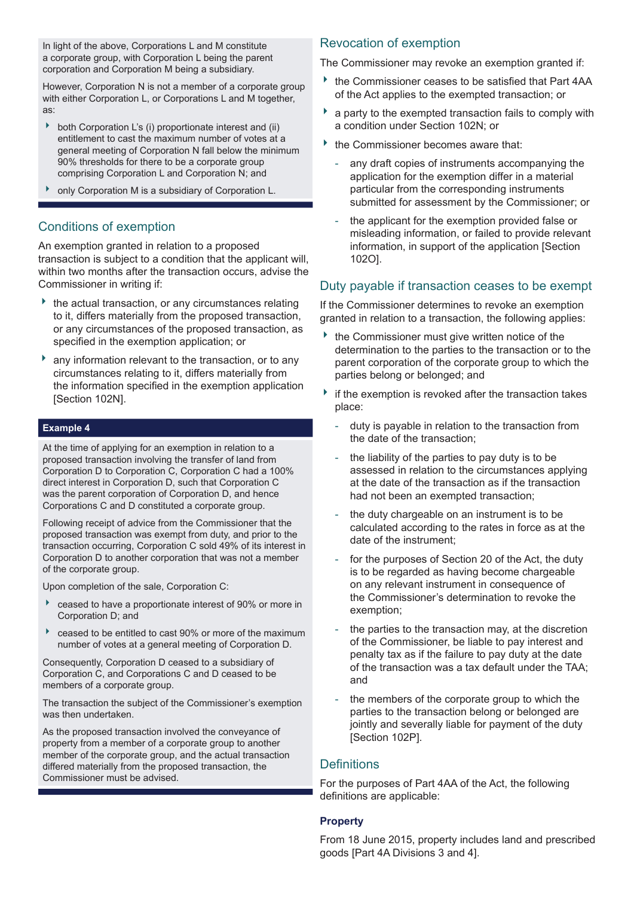In light of the above, Corporations L and M constitute a corporate group, with Corporation L being the parent corporation and Corporation M being a subsidiary.

However, Corporation N is not a member of a corporate group with either Corporation L, or Corporations L and M together, as:

- both Corporation L's (i) proportionate interest and (ii) entitlement to cast the maximum number of votes at a general meeting of Corporation N fall below the minimum 90% thresholds for there to be a corporate group comprising Corporation L and Corporation N; and
- only Corporation M is a subsidiary of Corporation L.

## Conditions of exemption

An exemption granted in relation to a proposed transaction is subject to a condition that the applicant will, within two months after the transaction occurs, advise the Commissioner in writing if:

- the actual transaction, or any circumstances relating to it, differs materially from the proposed transaction, or any circumstances of the proposed transaction, as specified in the exemption application; or
- any information relevant to the transaction, or to any circumstances relating to it, differs materially from the information specified in the exemption application [Section 102N].

### Example 4

At the time of applying for an exemption in relation to a proposed transaction involving the transfer of land from Corporation D to Corporation C, Corporation C had a 100% direct interest in Corporation D, such that Corporation C was the parent corporation of Corporation D, and hence Corporations C and D constituted a corporate group.

Following receipt of advice from the Commissioner that the proposed transaction was exempt from duty, and prior to the transaction occurring, Corporation C sold 49% of its interest in Corporation D to another corporation that was not a member of the corporate group.

Upon completion of the sale, Corporation C:

- ceased to have a proportionate interest of 90% or more in Corporation D; and
- ceased to be entitled to cast 90% or more of the maximum number of votes at a general meeting of Corporation D.

Consequently, Corporation D ceased to a subsidiary of Corporation C, and Corporations C and D ceased to be members of a corporate group.

The transaction the subject of the Commissioner's exemption was then undertaken.

As the proposed transaction involved the conveyance of property from a member of a corporate group to another member of the corporate group, and the actual transaction differed materially from the proposed transaction, the Commissioner must be advised.

## Revocation of exemption

The Commissioner may revoke an exemption granted if:

- the Commissioner ceases to be satisfied that Part 4AA of the Act applies to the exempted transaction; or
- a party to the exempted transaction fails to comply with a condition under Section 102N; or
- the Commissioner becomes aware that:
  - any draft copies of instruments accompanying the application for the exemption differ in a material particular from the corresponding instruments submitted for assessment by the Commissioner; or
  - the applicant for the exemption provided false or misleading information, or failed to provide relevant information, in support of the application [Section 102O].

## Duty payable if transaction ceases to be exempt

If the Commissioner determines to revoke an exemption granted in relation to a transaction, the following applies:

- the Commissioner must give written notice of the determination to the parties to the transaction or to the parent corporation of the corporate group to which the parties belong or belonged; and
- if the exemption is revoked after the transaction takes place:
  - duty is payable in relation to the transaction from the date of the transaction;
  - the liability of the parties to pay duty is to be assessed in relation to the circumstances applying at the date of the transaction as if the transaction had not been an exempted transaction;
  - the duty chargeable on an instrument is to be calculated according to the rates in force as at the date of the instrument;
  - for the purposes of Section 20 of the Act, the duty is to be regarded as having become chargeable on any relevant instrument in consequence of the Commissioner's determination to revoke the exemption;
  - the parties to the transaction may, at the discretion of the Commissioner, be liable to pay interest and penalty tax as if the failure to pay duty at the date of the transaction was a tax default under the TAA; and
  - the members of the corporate group to which the parties to the transaction belong or belonged are jointly and severally liable for payment of the duty [Section 102P].

## Definitions

For the purposes of Part 4AA of the Act, the following definitions are applicable:

### Property

From 18 June 2015, property includes land and prescribed goods [Part 4A Divisions 3 and 4].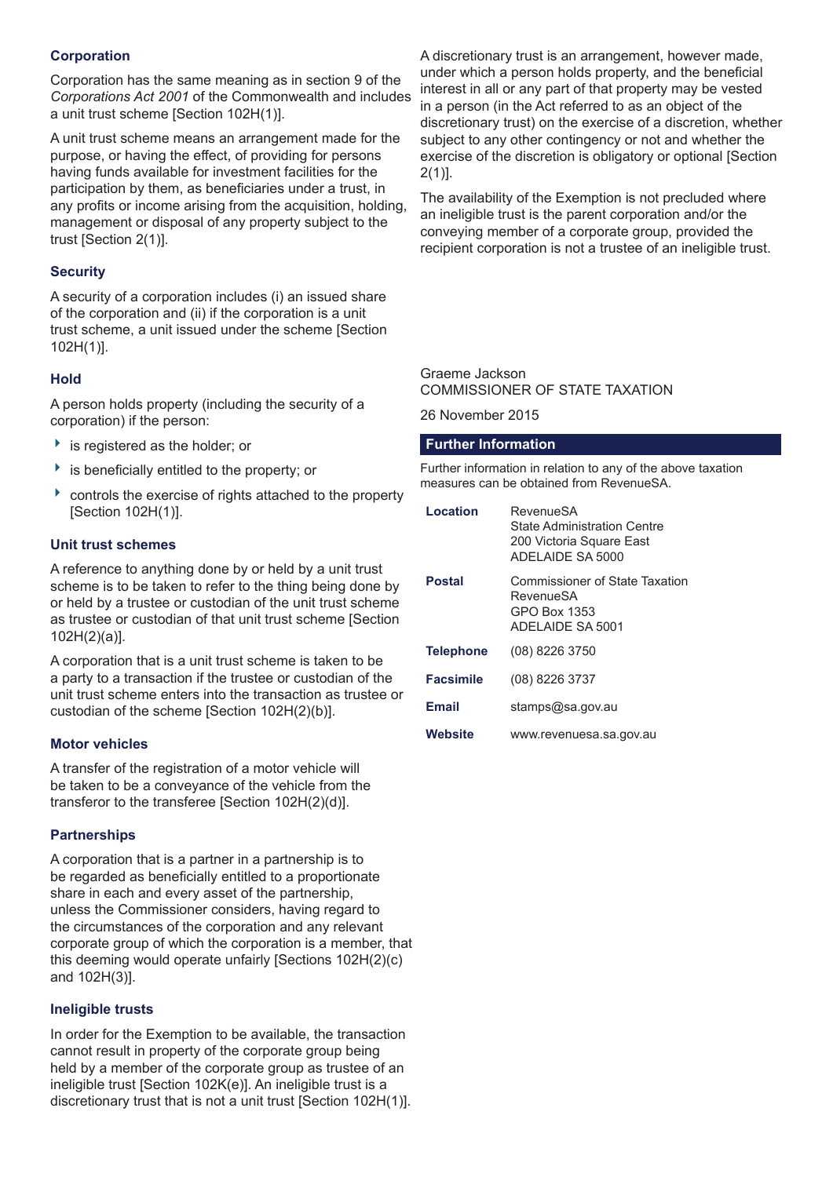### Corporation

Corporation has the same meaning as in section 9 of the *Corporations Act 2001* of the Commonwealth and includes a unit trust scheme [Section 102H(1)].

A unit trust scheme means an arrangement made for the purpose, or having the effect, of providing for persons having funds available for investment facilities for the participation by them, as beneficiaries under a trust, in any profits or income arising from the acquisition, holding, management or disposal of any property subject to the trust [Section 2(1)].

### Security

A security of a corporation includes (i) an issued share of the corporation and (ii) if the corporation is a unit trust scheme, a unit issued under the scheme [Section 102H(1)].

### Hold

A person holds property (including the security of a corporation) if the person:

- is registered as the holder; or
- is beneficially entitled to the property; or
- controls the exercise of rights attached to the property [Section 102H(1)].

### Unit trust schemes

A reference to anything done by or held by a unit trust scheme is to be taken to refer to the thing being done by or held by a trustee or custodian of the unit trust scheme as trustee or custodian of that unit trust scheme [Section 102H(2)(a)].

A corporation that is a unit trust scheme is taken to be a party to a transaction if the trustee or custodian of the unit trust scheme enters into the transaction as trustee or custodian of the scheme [Section 102H(2)(b)].

### Motor vehicles

A transfer of the registration of a motor vehicle will be taken to be a conveyance of the vehicle from the transferor to the transferee [Section 102H(2)(d)].

### Partnerships

A corporation that is a partner in a partnership is to be regarded as beneficially entitled to a proportionate share in each and every asset of the partnership, unless the Commissioner considers, having regard to the circumstances of the corporation and any relevant corporate group of which the corporation is a member, that this deeming would operate unfairly [Sections 102H(2)(c) and 102H(3)].

### Ineligible trusts

In order for the Exemption to be available, the transaction cannot result in property of the corporate group being held by a member of the corporate group as trustee of an ineligible trust [Section 102K(e)]. An ineligible trust is a discretionary trust that is not a unit trust [Section 102H(1)].

A discretionary trust is an arrangement, however made, under which a person holds property, and the beneficial interest in all or any part of that property may be vested in a person (in the Act referred to as an object of the discretionary trust) on the exercise of a discretion, whether subject to any other contingency or not and whether the exercise of the discretion is obligatory or optional [Section 2(1)].

The availability of the Exemption is not precluded where an ineligible trust is the parent corporation and/or the conveying member of a corporate group, provided the recipient corporation is not a trustee of an ineligible trust.

Graeme Jackson
COMMISSIONER OF STATE TAXATION

26 November 2015

## Further Information

Further information in relation to any of the above taxation measures can be obtained from RevenueSA.

| | |
|---|---|
| **Location** | RevenueSA<br>State Administration Centre<br>200 Victoria Square East<br>ADELAIDE SA 5000 |
| **Postal** | Commissioner of State Taxation<br>RevenueSA<br>GPO Box 1353<br>ADELAIDE SA 5001 |
| **Telephone** | (08) 8226 3750 |
| **Facsimile** | (08) 8226 3737 |
| **Email** | stamps@sa.gov.au |
| **Website** | www.revenuesa.sa.gov.au |